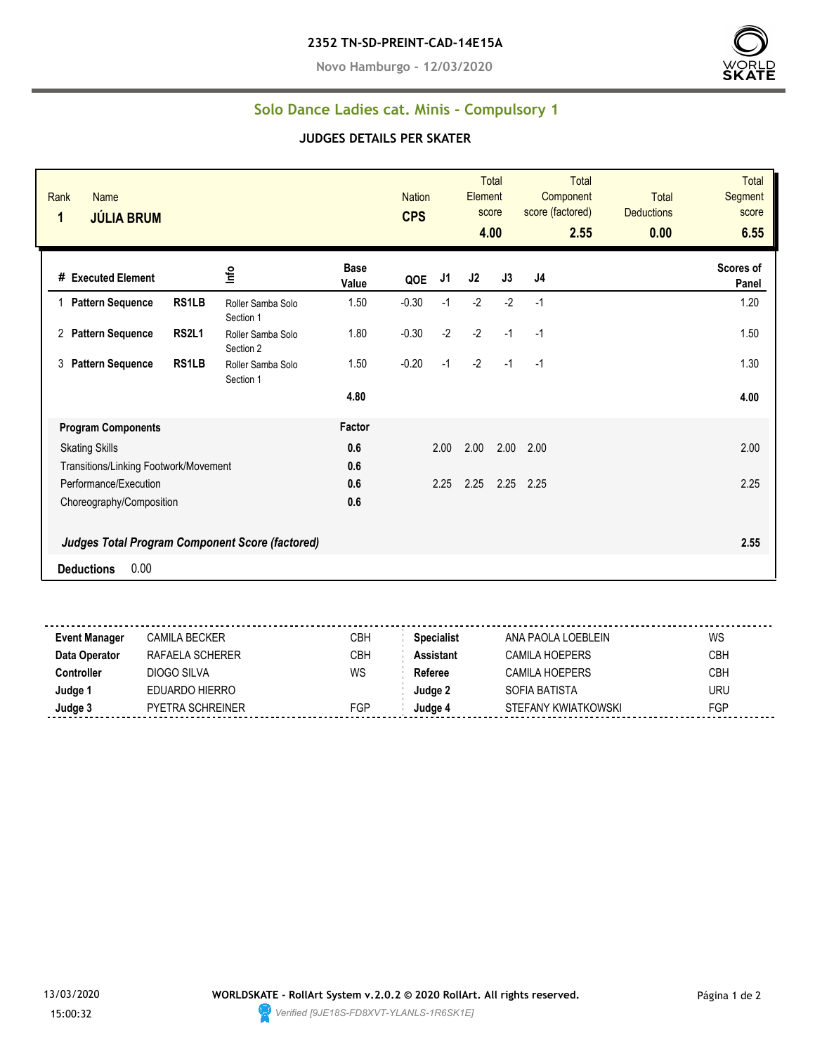**2352 TN-SD-PREINT-CAD-14E15A**

**Novo Hamburgo - 12/03/2020**

## Solo Dance Ladies cat. Minis - Compulsory 1

### JUDGES DETAILS PER SKATER

| Rank | Name | Nation | Total Element score | Total Component score (factored) | Total Deductions | Total Segment score |
|---|---|---|---|---|---|---|
| **1** | **JÚLIA BRUM** | **CPS** | **4.00** | **2.55** | **0.00** | **6.55** |

| # | Executed Element | | Info | Base Value | QOE | J1 | J2 | J3 | J4 | Scores of Panel |
|---|---|---|---|---|---|---|---|---|---|---|
| 1 | **Pattern Sequence** | **RS1LB** | Roller Samba Solo Section 1 | 1.50 | -0.30 | -1 | -2 | -2 | -1 | 1.20 |
| 2 | **Pattern Sequence** | **RS2L1** | Roller Samba Solo Section 2 | 1.80 | -0.30 | -2 | -2 | -1 | -1 | 1.50 |
| 3 | **Pattern Sequence** | **RS1LB** | Roller Samba Solo Section 1 | 1.50 | -0.20 | -1 | -2 | -1 | -1 | 1.30 |
| | | | | **4.80** | | | | | | **4.00** |

| Program Components | Factor | J1 | J2 | J3 | J4 | Scores of Panel |
|---|---|---|---|---|---|---|
| Skating Skills | **0.6** | 2.00 | 2.00 | 2.00 | 2.00 | 2.00 |
| Transitions/Linking Footwork/Movement | **0.6** | | | | | |
| Performance/Execution | **0.6** | 2.25 | 2.25 | 2.25 | 2.25 | 2.25 |
| Choreography/Composition | **0.6** | | | | | |
| ***Judges Total Program Component Score (factored)*** | | | | | | **2.55** |

**Deductions** 0.00

| | | | | | |
|---|---|---|---|---|---|
| **Event Manager** | CAMILA BECKER | CBH | **Specialist** | ANA PAOLA LOEBLEIN | WS |
| **Data Operator** | RAFAELA SCHERER | CBH | **Assistant** | CAMILA HOEPERS | CBH |
| **Controller** | DIOGO SILVA | WS | **Referee** | CAMILA HOEPERS | CBH |
| **Judge 1** | EDUARDO HIERRO | | **Judge 2** | SOFIA BATISTA | URU |
| **Judge 3** | PYETRA SCHREINER | FGP | **Judge 4** | STEFANY KWIATKOWSKI | FGP |

13/03/2020 15:00:32

**WORLDSKATE - RollArt System v.2.0.2 © 2020 RollArt. All rights reserved.**

*Verified [9JE18S-FD8XVT-YLANLS-1R6SK1E]*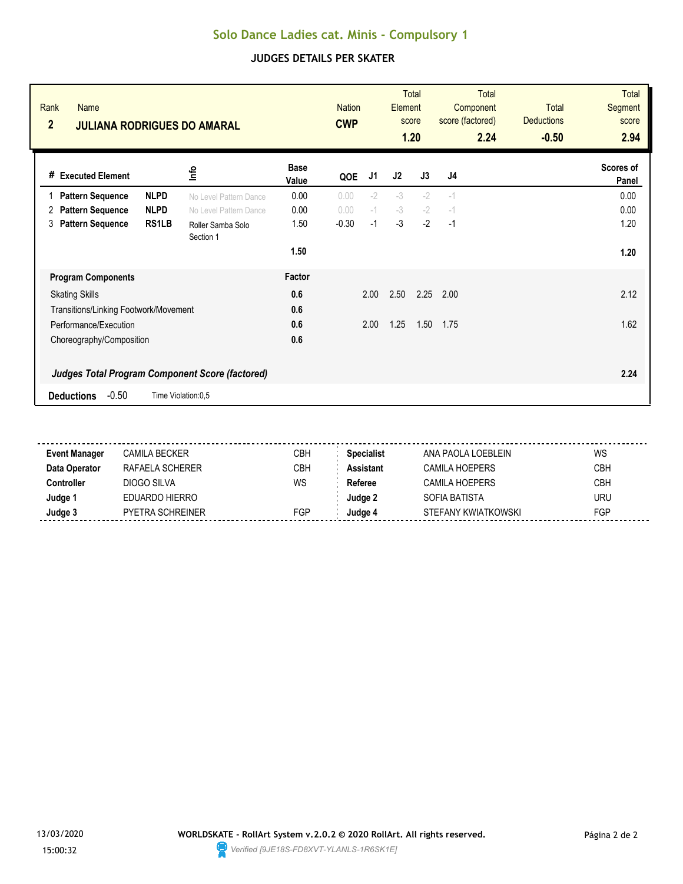# Solo Dance Ladies cat. Minis - Compulsory 1

## JUDGES DETAILS PER SKATER

| Rank | Name | Nation | Total Element score | Total Component score (factored) | Total Deductions | Total Segment score |
|---|---|---|---|---|---|---|
| 2 | JULIANA RODRIGUES DO AMARAL | CWP | 1.20 | 2.24 | -0.50 | 2.94 |

| # | Executed Element | | Info | Base Value | QOE | J1 | J2 | J3 | J4 | Scores of Panel |
|---|---|---|---|---|---|---|---|---|---|---|
| 1 | Pattern Sequence | NLPD | No Level Pattern Dance | 0.00 | 0.00 | -2 | -3 | -2 | -1 | 0.00 |
| 2 | Pattern Sequence | NLPD | No Level Pattern Dance | 0.00 | 0.00 | -1 | -3 | -2 | -1 | 0.00 |
| 3 | Pattern Sequence | RS1LB | Roller Samba Solo Section 1 | 1.50 | -0.30 | -1 | -3 | -2 | -1 | 1.20 |
| | | | | 1.50 | | | | | | 1.20 |

| Program Components | Factor | J1 | J2 | J3 | J4 | |
|---|---|---|---|---|---|---|
| Skating Skills | 0.6 | 2.00 | 2.50 | 2.25 | 2.00 | 2.12 |
| Transitions/Linking Footwork/Movement | 0.6 | | | | | |
| Performance/Execution | 0.6 | 2.00 | 1.25 | 1.50 | 1.75 | 1.62 |
| Choreography/Composition | 0.6 | | | | | |
| *Judges Total Program Component Score (factored)* | | | | | | 2.24 |

**Deductions** -0.50 Time Violation:0,5

| | | | | | |
|---|---|---|---|---|---|
| **Event Manager** | CAMILA BECKER | CBH | **Specialist** | ANA PAOLA LOEBLEIN | WS |
| **Data Operator** | RAFAELA SCHERER | CBH | **Assistant** | CAMILA HOEPERS | CBH |
| **Controller** | DIOGO SILVA | WS | **Referee** | CAMILA HOEPERS | CBH |
| **Judge 1** | EDUARDO HIERRO | | **Judge 2** | SOFIA BATISTA | URU |
| **Judge 3** | PYETRA SCHREINER | FGP | **Judge 4** | STEFANY KWIATKOWSKI | FGP |

13/03/2020 15:00:32

**WORLDSKATE - RollArt System v.2.0.2 © 2020 RollArt. All rights reserved.**

*Verified [9JE18S-FD8XVT-YLANLS-1R6SK1E]*